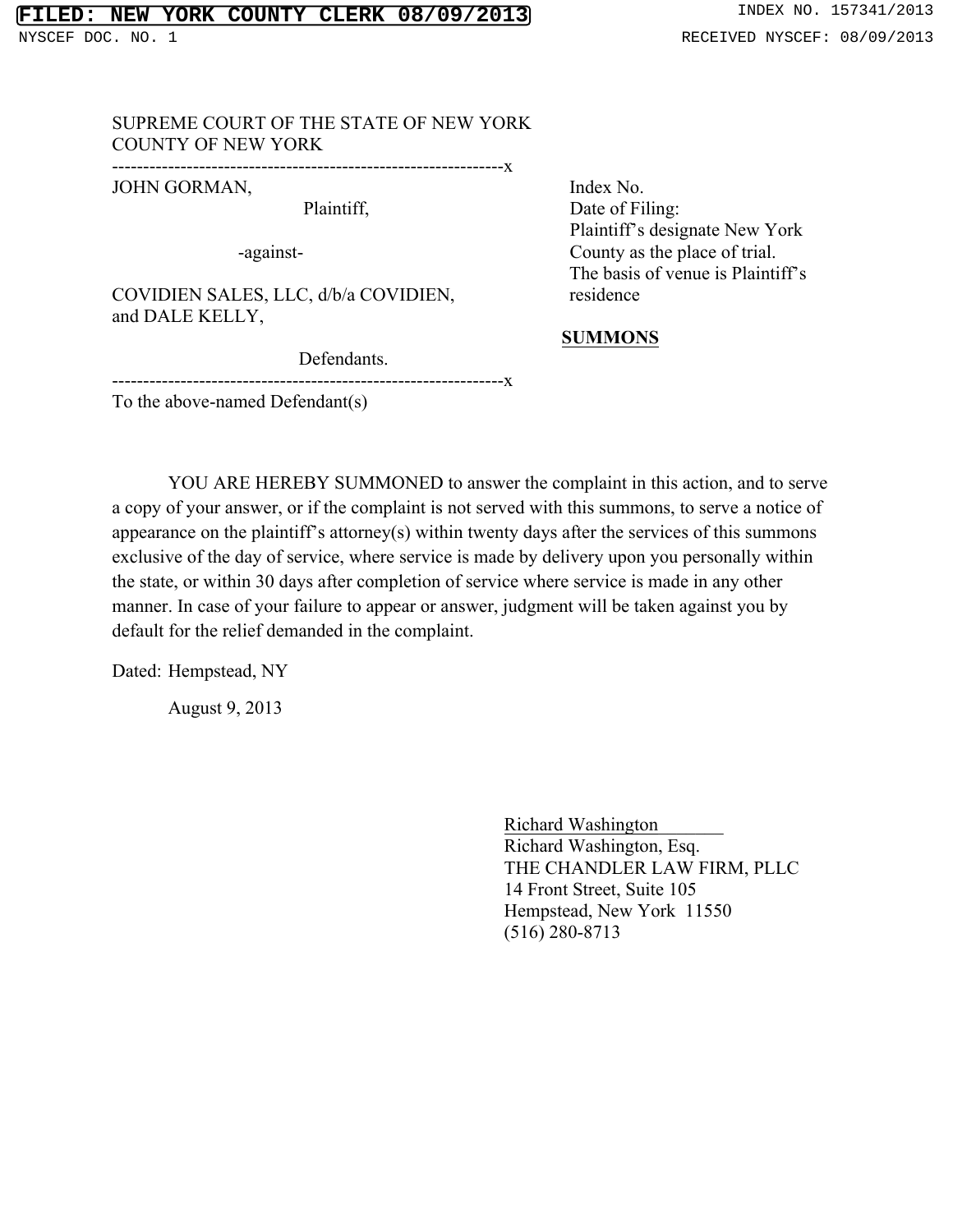SUPREME COURT OF THE STATE OF NEW YORK
COUNTY OF NEW YORK

---

JOHN GORMAN,

Plaintiff,

-against-

COVIDIEN SALES, LLC, d/b/a COVIDIEN, and DALE KELLY,

Defendants.

---

Index No.
Date of Filing:
Plaintiff's designate New York County as the place of trial.
The basis of venue is Plaintiff's residence

**SUMMONS**

To the above-named Defendant(s)

YOU ARE HEREBY SUMMONED to answer the complaint in this action, and to serve a copy of your answer, or if the complaint is not served with this summons, to serve a notice of appearance on the plaintiff's attorney(s) within twenty days after the services of this summons exclusive of the day of service, where service is made by delivery upon you personally within the state, or within 30 days after completion of service where service is made in any other manner. In case of your failure to appear or answer, judgment will be taken against you by default for the relief demanded in the complaint.

Dated: Hempstead, NY

August 9, 2013

Richard Washington
Richard Washington, Esq.
THE CHANDLER LAW FIRM, PLLC
14 Front Street, Suite 105
Hempstead, New York 11550
(516) 280-8713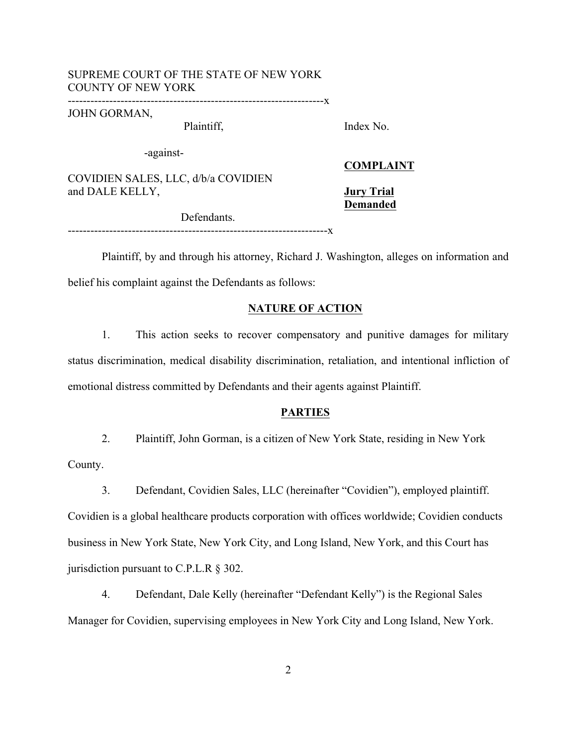SUPREME COURT OF THE STATE OF NEW YORK
COUNTY OF NEW YORK

---------------------------------------------------------------------x

JOHN GORMAN,

Plaintiff,

-against-

COVIDIEN SALES, LLC, d/b/a COVIDIEN and DALE KELLY,

Defendants.

---------------------------------------------------------------------x

Index No.

**COMPLAINT**

**Jury Trial Demanded**

Plaintiff, by and through his attorney, Richard J. Washington, alleges on information and belief his complaint against the Defendants as follows:

## NATURE OF ACTION

1. This action seeks to recover compensatory and punitive damages for military status discrimination, medical disability discrimination, retaliation, and intentional infliction of emotional distress committed by Defendants and their agents against Plaintiff.

## PARTIES

2. Plaintiff, John Gorman, is a citizen of New York State, residing in New York County.

3. Defendant, Covidien Sales, LLC (hereinafter "Covidien"), employed plaintiff. Covidien is a global healthcare products corporation with offices worldwide; Covidien conducts business in New York State, New York City, and Long Island, New York, and this Court has jurisdiction pursuant to C.P.L.R § 302.

4. Defendant, Dale Kelly (hereinafter "Defendant Kelly") is the Regional Sales Manager for Covidien, supervising employees in New York City and Long Island, New York.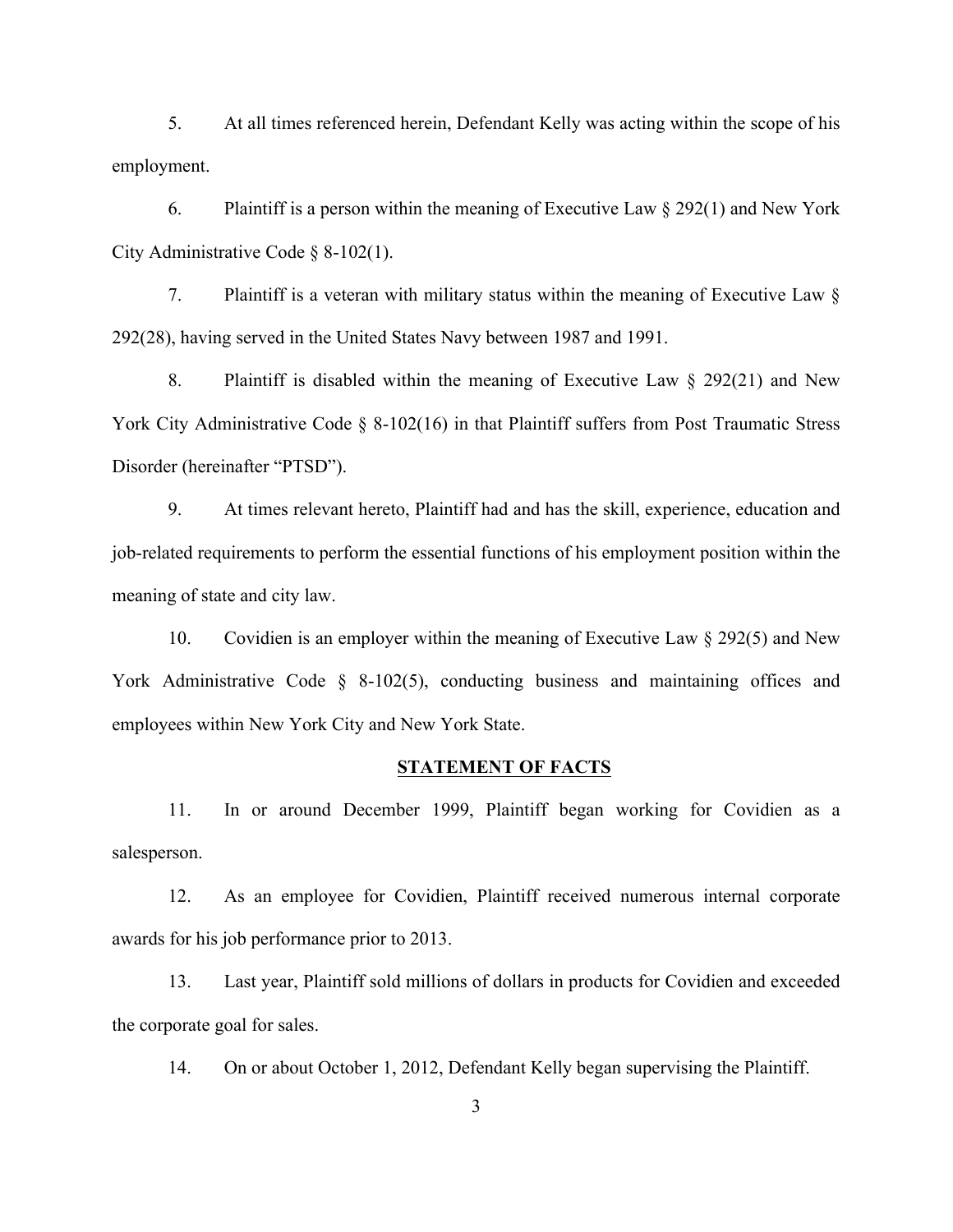5. At all times referenced herein, Defendant Kelly was acting within the scope of his employment.

6. Plaintiff is a person within the meaning of Executive Law § 292(1) and New York City Administrative Code § 8-102(1).

7. Plaintiff is a veteran with military status within the meaning of Executive Law § 292(28), having served in the United States Navy between 1987 and 1991.

8. Plaintiff is disabled within the meaning of Executive Law § 292(21) and New York City Administrative Code § 8-102(16) in that Plaintiff suffers from Post Traumatic Stress Disorder (hereinafter "PTSD").

9. At times relevant hereto, Plaintiff had and has the skill, experience, education and job-related requirements to perform the essential functions of his employment position within the meaning of state and city law.

10. Covidien is an employer within the meaning of Executive Law § 292(5) and New York Administrative Code § 8-102(5), conducting business and maintaining offices and employees within New York City and New York State.

## STATEMENT OF FACTS

11. In or around December 1999, Plaintiff began working for Covidien as a salesperson.

12. As an employee for Covidien, Plaintiff received numerous internal corporate awards for his job performance prior to 2013.

13. Last year, Plaintiff sold millions of dollars in products for Covidien and exceeded the corporate goal for sales.

14. On or about October 1, 2012, Defendant Kelly began supervising the Plaintiff.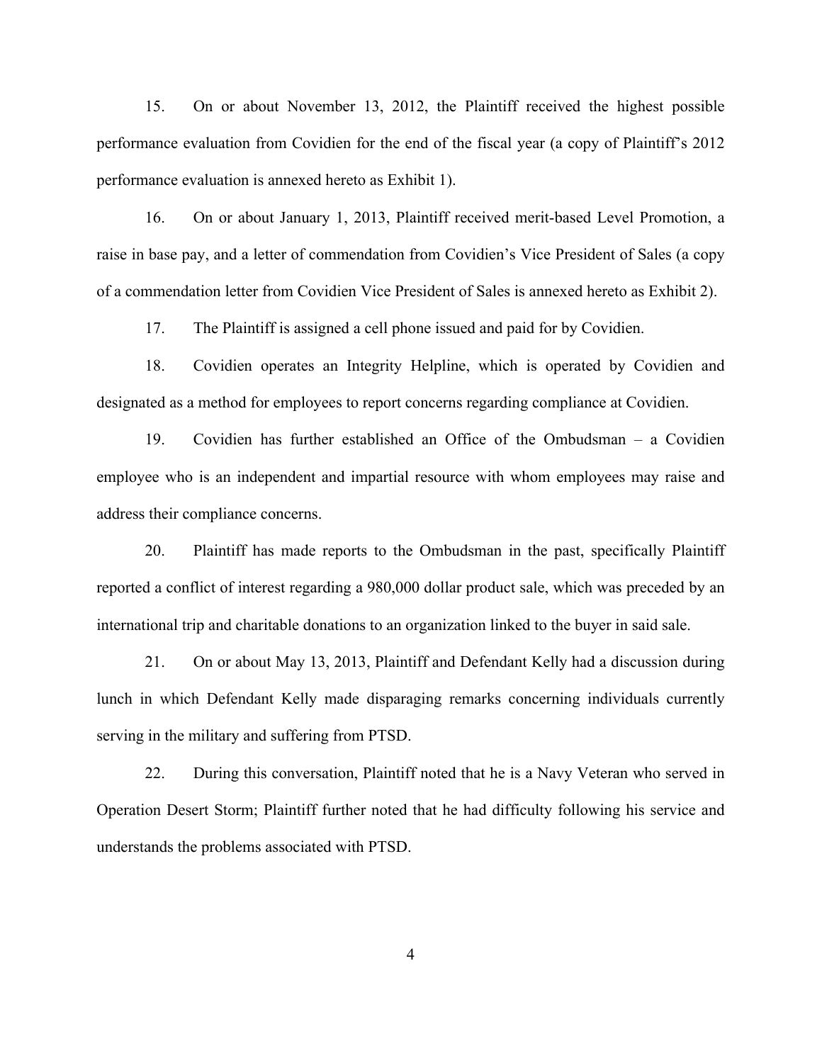15. On or about November 13, 2012, the Plaintiff received the highest possible performance evaluation from Covidien for the end of the fiscal year (a copy of Plaintiff's 2012 performance evaluation is annexed hereto as Exhibit 1).

16. On or about January 1, 2013, Plaintiff received merit-based Level Promotion, a raise in base pay, and a letter of commendation from Covidien's Vice President of Sales (a copy of a commendation letter from Covidien Vice President of Sales is annexed hereto as Exhibit 2).

17. The Plaintiff is assigned a cell phone issued and paid for by Covidien.

18. Covidien operates an Integrity Helpline, which is operated by Covidien and designated as a method for employees to report concerns regarding compliance at Covidien.

19. Covidien has further established an Office of the Ombudsman – a Covidien employee who is an independent and impartial resource with whom employees may raise and address their compliance concerns.

20. Plaintiff has made reports to the Ombudsman in the past, specifically Plaintiff reported a conflict of interest regarding a 980,000 dollar product sale, which was preceded by an international trip and charitable donations to an organization linked to the buyer in said sale.

21. On or about May 13, 2013, Plaintiff and Defendant Kelly had a discussion during lunch in which Defendant Kelly made disparaging remarks concerning individuals currently serving in the military and suffering from PTSD.

22. During this conversation, Plaintiff noted that he is a Navy Veteran who served in Operation Desert Storm; Plaintiff further noted that he had difficulty following his service and understands the problems associated with PTSD.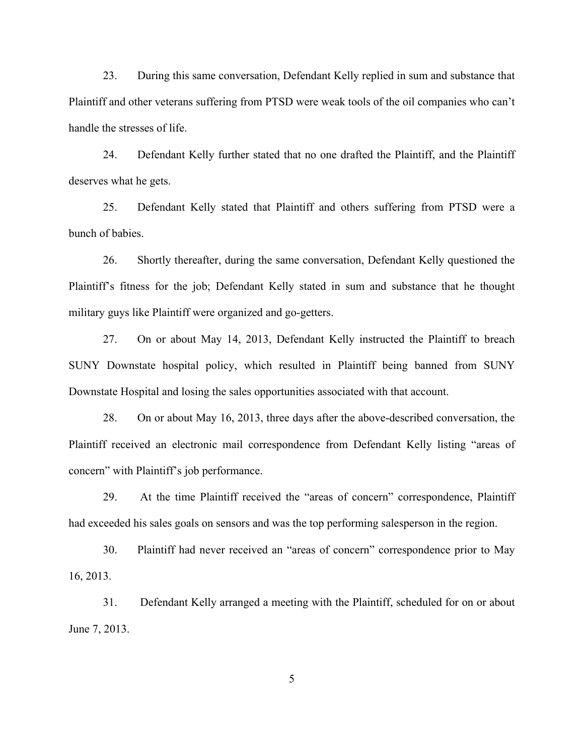23. During this same conversation, Defendant Kelly replied in sum and substance that Plaintiff and other veterans suffering from PTSD were weak tools of the oil companies who can't handle the stresses of life.

24. Defendant Kelly further stated that no one drafted the Plaintiff, and the Plaintiff deserves what he gets.

25. Defendant Kelly stated that Plaintiff and others suffering from PTSD were a bunch of babies.

26. Shortly thereafter, during the same conversation, Defendant Kelly questioned the Plaintiff's fitness for the job; Defendant Kelly stated in sum and substance that he thought military guys like Plaintiff were organized and go-getters.

27. On or about May 14, 2013, Defendant Kelly instructed the Plaintiff to breach SUNY Downstate hospital policy, which resulted in Plaintiff being banned from SUNY Downstate Hospital and losing the sales opportunities associated with that account.

28. On or about May 16, 2013, three days after the above-described conversation, the Plaintiff received an electronic mail correspondence from Defendant Kelly listing "areas of concern" with Plaintiff's job performance.

29. At the time Plaintiff received the "areas of concern" correspondence, Plaintiff had exceeded his sales goals on sensors and was the top performing salesperson in the region.

30. Plaintiff had never received an "areas of concern" correspondence prior to May 16, 2013.

31. Defendant Kelly arranged a meeting with the Plaintiff, scheduled for on or about June 7, 2013.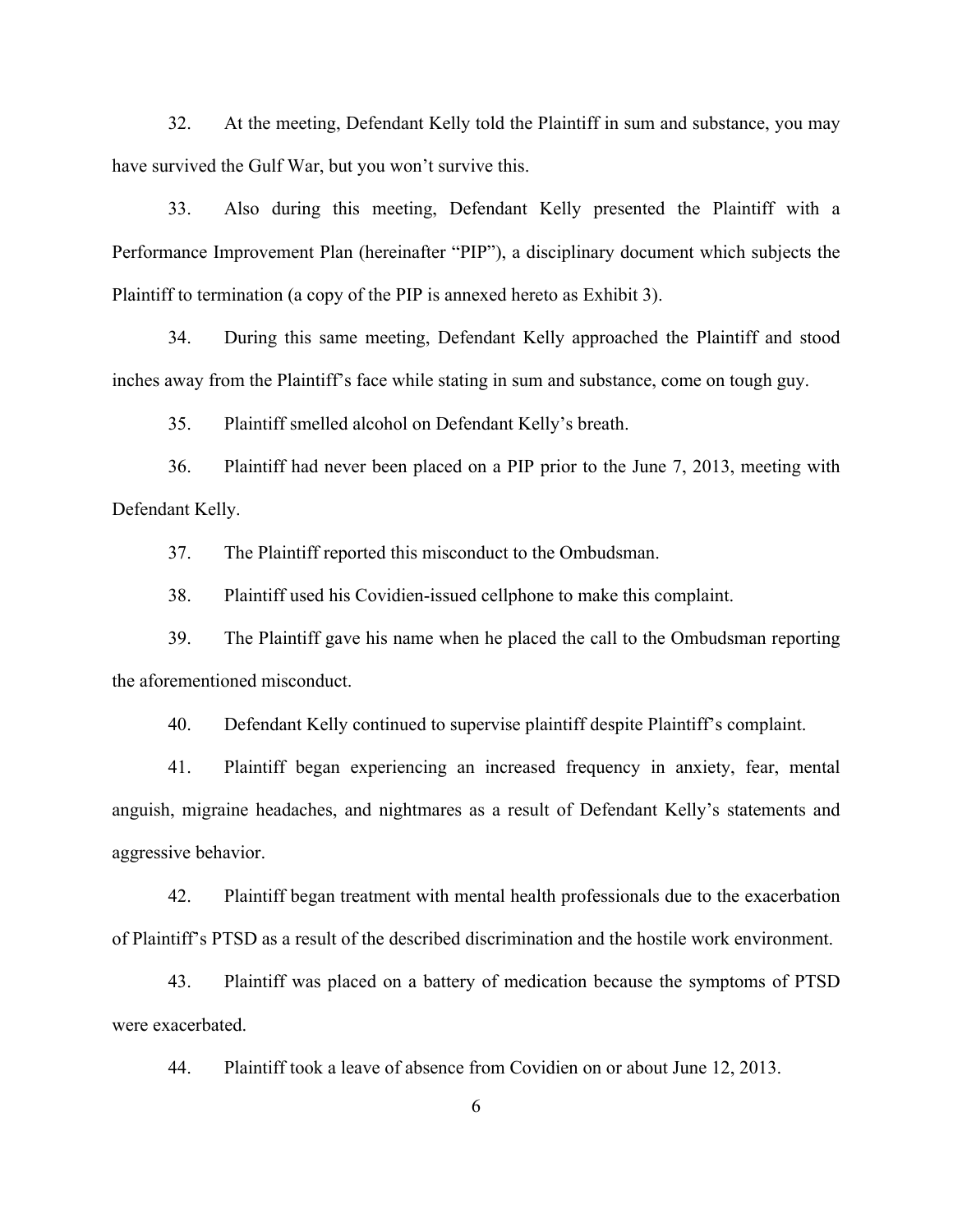32. At the meeting, Defendant Kelly told the Plaintiff in sum and substance, you may have survived the Gulf War, but you won't survive this.

33. Also during this meeting, Defendant Kelly presented the Plaintiff with a Performance Improvement Plan (hereinafter "PIP"), a disciplinary document which subjects the Plaintiff to termination (a copy of the PIP is annexed hereto as Exhibit 3).

34. During this same meeting, Defendant Kelly approached the Plaintiff and stood inches away from the Plaintiff's face while stating in sum and substance, come on tough guy.

35. Plaintiff smelled alcohol on Defendant Kelly's breath.

36. Plaintiff had never been placed on a PIP prior to the June 7, 2013, meeting with Defendant Kelly.

37. The Plaintiff reported this misconduct to the Ombudsman.

38. Plaintiff used his Covidien-issued cellphone to make this complaint.

39. The Plaintiff gave his name when he placed the call to the Ombudsman reporting the aforementioned misconduct.

40. Defendant Kelly continued to supervise plaintiff despite Plaintiff's complaint.

41. Plaintiff began experiencing an increased frequency in anxiety, fear, mental anguish, migraine headaches, and nightmares as a result of Defendant Kelly's statements and aggressive behavior.

42. Plaintiff began treatment with mental health professionals due to the exacerbation of Plaintiff's PTSD as a result of the described discrimination and the hostile work environment.

43. Plaintiff was placed on a battery of medication because the symptoms of PTSD were exacerbated.

44. Plaintiff took a leave of absence from Covidien on or about June 12, 2013.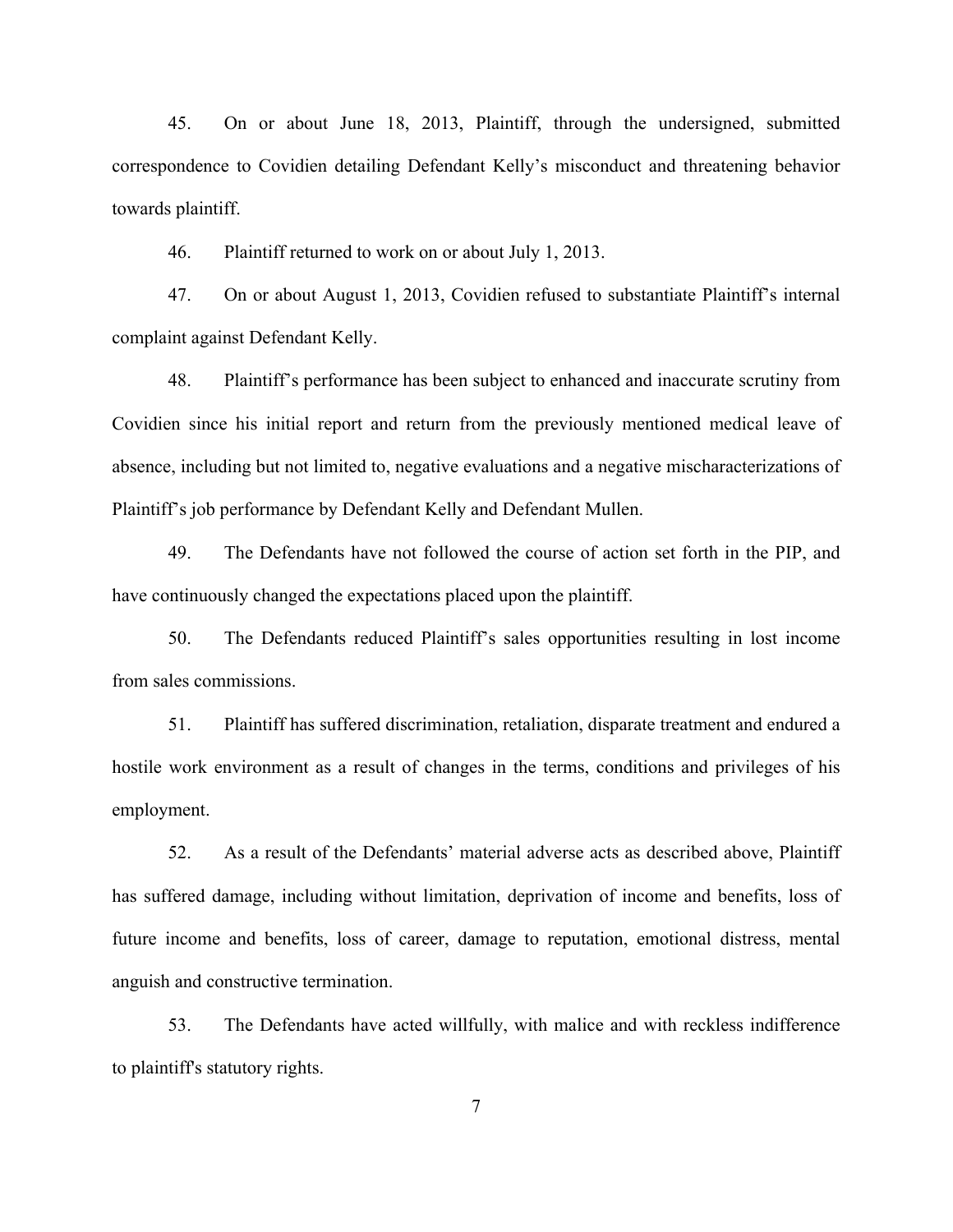45. On or about June 18, 2013, Plaintiff, through the undersigned, submitted correspondence to Covidien detailing Defendant Kelly's misconduct and threatening behavior towards plaintiff.

46. Plaintiff returned to work on or about July 1, 2013.

47. On or about August 1, 2013, Covidien refused to substantiate Plaintiff's internal complaint against Defendant Kelly.

48. Plaintiff's performance has been subject to enhanced and inaccurate scrutiny from Covidien since his initial report and return from the previously mentioned medical leave of absence, including but not limited to, negative evaluations and a negative mischaracterizations of Plaintiff's job performance by Defendant Kelly and Defendant Mullen.

49. The Defendants have not followed the course of action set forth in the PIP, and have continuously changed the expectations placed upon the plaintiff.

50. The Defendants reduced Plaintiff's sales opportunities resulting in lost income from sales commissions.

51. Plaintiff has suffered discrimination, retaliation, disparate treatment and endured a hostile work environment as a result of changes in the terms, conditions and privileges of his employment.

52. As a result of the Defendants' material adverse acts as described above, Plaintiff has suffered damage, including without limitation, deprivation of income and benefits, loss of future income and benefits, loss of career, damage to reputation, emotional distress, mental anguish and constructive termination.

53. The Defendants have acted willfully, with malice and with reckless indifference to plaintiff's statutory rights.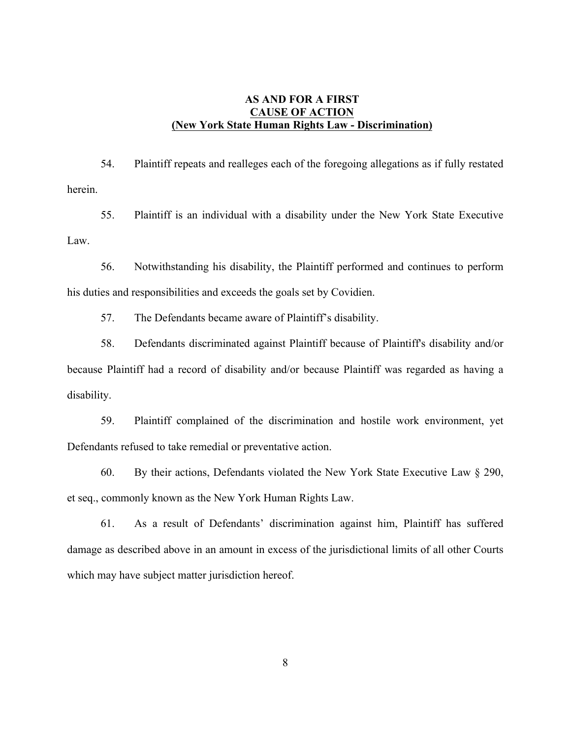**AS AND FOR A FIRST**
**CAUSE OF ACTION**
**(New York State Human Rights Law - Discrimination)**

54. Plaintiff repeats and realleges each of the foregoing allegations as if fully restated herein.

55. Plaintiff is an individual with a disability under the New York State Executive Law.

56. Notwithstanding his disability, the Plaintiff performed and continues to perform his duties and responsibilities and exceeds the goals set by Covidien.

57. The Defendants became aware of Plaintiff's disability.

58. Defendants discriminated against Plaintiff because of Plaintiff's disability and/or because Plaintiff had a record of disability and/or because Plaintiff was regarded as having a disability.

59. Plaintiff complained of the discrimination and hostile work environment, yet Defendants refused to take remedial or preventative action.

60. By their actions, Defendants violated the New York State Executive Law § 290, et seq., commonly known as the New York Human Rights Law.

61. As a result of Defendants' discrimination against him, Plaintiff has suffered damage as described above in an amount in excess of the jurisdictional limits of all other Courts which may have subject matter jurisdiction hereof.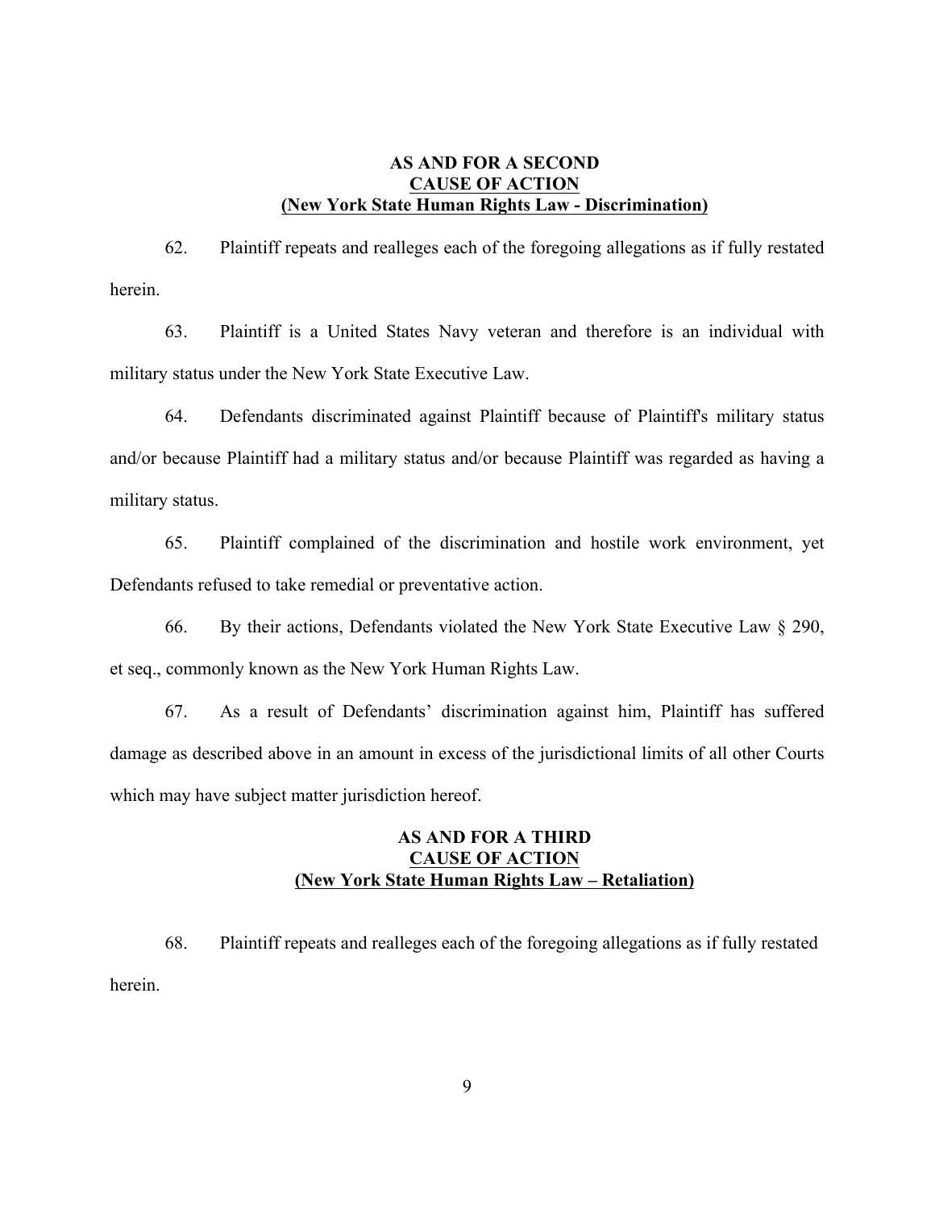**AS AND FOR A SECOND**
**CAUSE OF ACTION**
**(New York State Human Rights Law - Discrimination)**

62. Plaintiff repeats and realleges each of the foregoing allegations as if fully restated herein.

63. Plaintiff is a United States Navy veteran and therefore is an individual with military status under the New York State Executive Law.

64. Defendants discriminated against Plaintiff because of Plaintiff's military status and/or because Plaintiff had a military status and/or because Plaintiff was regarded as having a military status.

65. Plaintiff complained of the discrimination and hostile work environment, yet Defendants refused to take remedial or preventative action.

66. By their actions, Defendants violated the New York State Executive Law § 290, et seq., commonly known as the New York Human Rights Law.

67. As a result of Defendants' discrimination against him, Plaintiff has suffered damage as described above in an amount in excess of the jurisdictional limits of all other Courts which may have subject matter jurisdiction hereof.

**AS AND FOR A THIRD**
**CAUSE OF ACTION**
**(New York State Human Rights Law – Retaliation)**

68. Plaintiff repeats and realleges each of the foregoing allegations as if fully restated herein.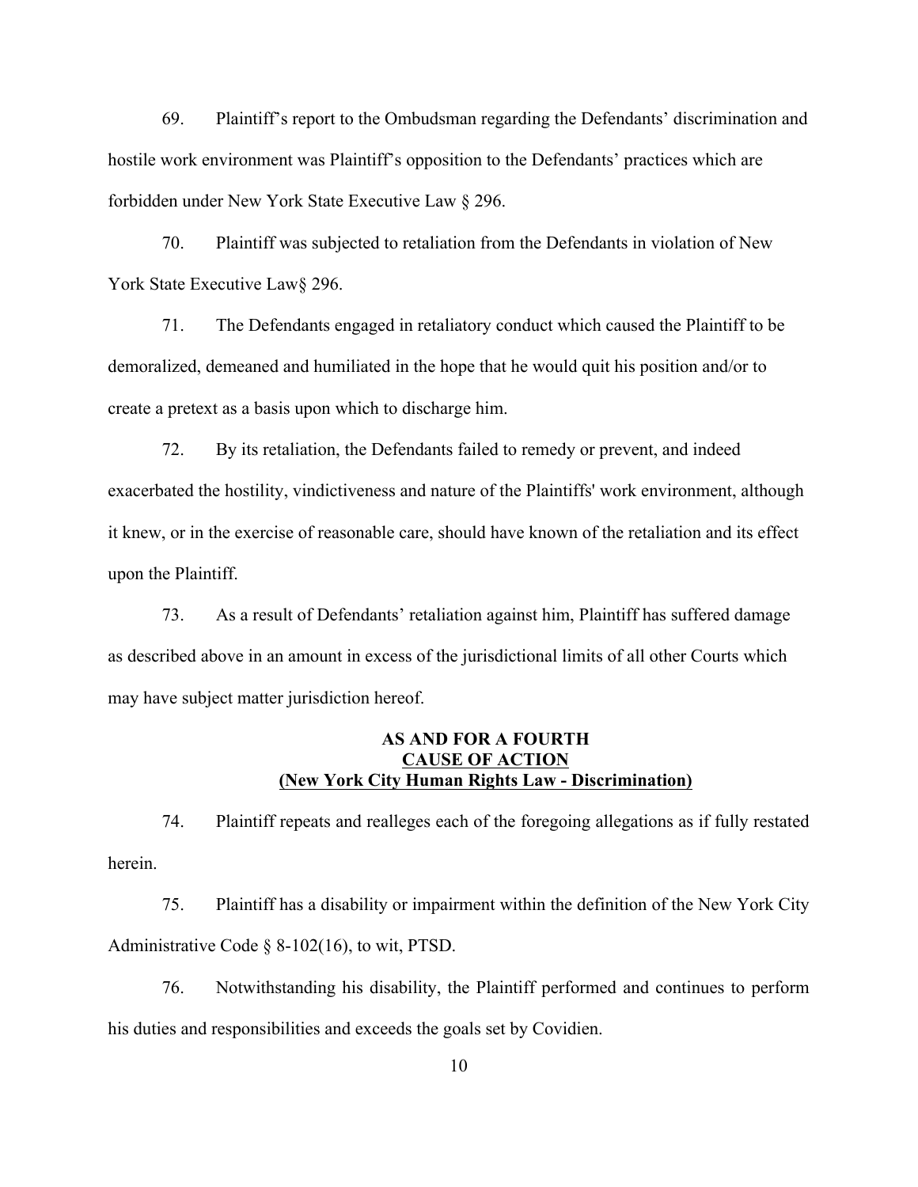69. Plaintiff's report to the Ombudsman regarding the Defendants' discrimination and hostile work environment was Plaintiff's opposition to the Defendants' practices which are forbidden under New York State Executive Law § 296.

70. Plaintiff was subjected to retaliation from the Defendants in violation of New York State Executive Law§ 296.

71. The Defendants engaged in retaliatory conduct which caused the Plaintiff to be demoralized, demeaned and humiliated in the hope that he would quit his position and/or to create a pretext as a basis upon which to discharge him.

72. By its retaliation, the Defendants failed to remedy or prevent, and indeed exacerbated the hostility, vindictiveness and nature of the Plaintiffs' work environment, although it knew, or in the exercise of reasonable care, should have known of the retaliation and its effect upon the Plaintiff.

73. As a result of Defendants' retaliation against him, Plaintiff has suffered damage as described above in an amount in excess of the jurisdictional limits of all other Courts which may have subject matter jurisdiction hereof.

**AS AND FOR A FOURTH**
**CAUSE OF ACTION**
**(New York City Human Rights Law - Discrimination)**

74. Plaintiff repeats and realleges each of the foregoing allegations as if fully restated herein.

75. Plaintiff has a disability or impairment within the definition of the New York City Administrative Code § 8-102(16), to wit, PTSD.

76. Notwithstanding his disability, the Plaintiff performed and continues to perform his duties and responsibilities and exceeds the goals set by Covidien.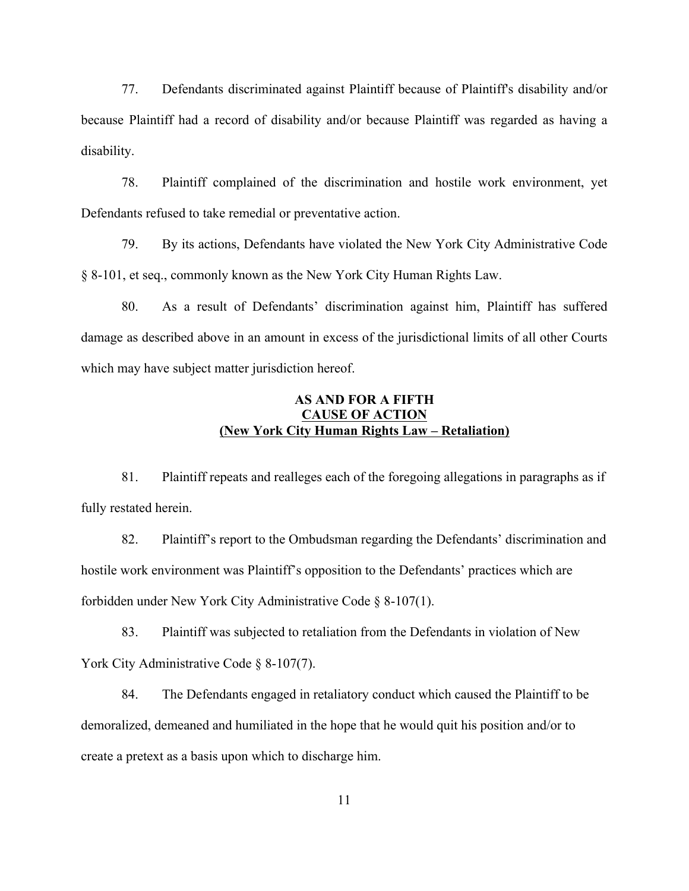77. Defendants discriminated against Plaintiff because of Plaintiff's disability and/or because Plaintiff had a record of disability and/or because Plaintiff was regarded as having a disability.

78. Plaintiff complained of the discrimination and hostile work environment, yet Defendants refused to take remedial or preventative action.

79. By its actions, Defendants have violated the New York City Administrative Code § 8-101, et seq., commonly known as the New York City Human Rights Law.

80. As a result of Defendants' discrimination against him, Plaintiff has suffered damage as described above in an amount in excess of the jurisdictional limits of all other Courts which may have subject matter jurisdiction hereof.

**AS AND FOR A FIFTH**
**<u>CAUSE OF ACTION</u>**
**<u>(New York City Human Rights Law – Retaliation)</u>**

81. Plaintiff repeats and realleges each of the foregoing allegations in paragraphs as if fully restated herein.

82. Plaintiff's report to the Ombudsman regarding the Defendants' discrimination and hostile work environment was Plaintiff's opposition to the Defendants' practices which are forbidden under New York City Administrative Code § 8-107(1).

83. Plaintiff was subjected to retaliation from the Defendants in violation of New York City Administrative Code § 8-107(7).

84. The Defendants engaged in retaliatory conduct which caused the Plaintiff to be demoralized, demeaned and humiliated in the hope that he would quit his position and/or to create a pretext as a basis upon which to discharge him.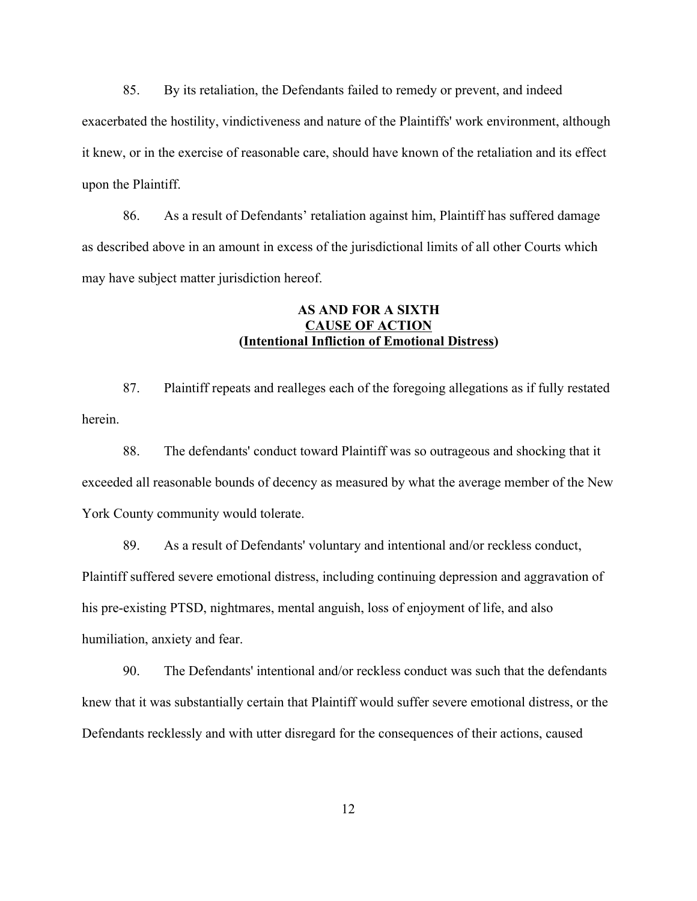85. By its retaliation, the Defendants failed to remedy or prevent, and indeed exacerbated the hostility, vindictiveness and nature of the Plaintiffs' work environment, although it knew, or in the exercise of reasonable care, should have known of the retaliation and its effect upon the Plaintiff.

86. As a result of Defendants' retaliation against him, Plaintiff has suffered damage as described above in an amount in excess of the jurisdictional limits of all other Courts which may have subject matter jurisdiction hereof.

**AS AND FOR A SIXTH**
**CAUSE OF ACTION**
**(Intentional Infliction of Emotional Distress)**

87. Plaintiff repeats and realleges each of the foregoing allegations as if fully restated herein.

88. The defendants' conduct toward Plaintiff was so outrageous and shocking that it exceeded all reasonable bounds of decency as measured by what the average member of the New York County community would tolerate.

89. As a result of Defendants' voluntary and intentional and/or reckless conduct, Plaintiff suffered severe emotional distress, including continuing depression and aggravation of his pre-existing PTSD, nightmares, mental anguish, loss of enjoyment of life, and also humiliation, anxiety and fear.

90. The Defendants' intentional and/or reckless conduct was such that the defendants knew that it was substantially certain that Plaintiff would suffer severe emotional distress, or the Defendants recklessly and with utter disregard for the consequences of their actions, caused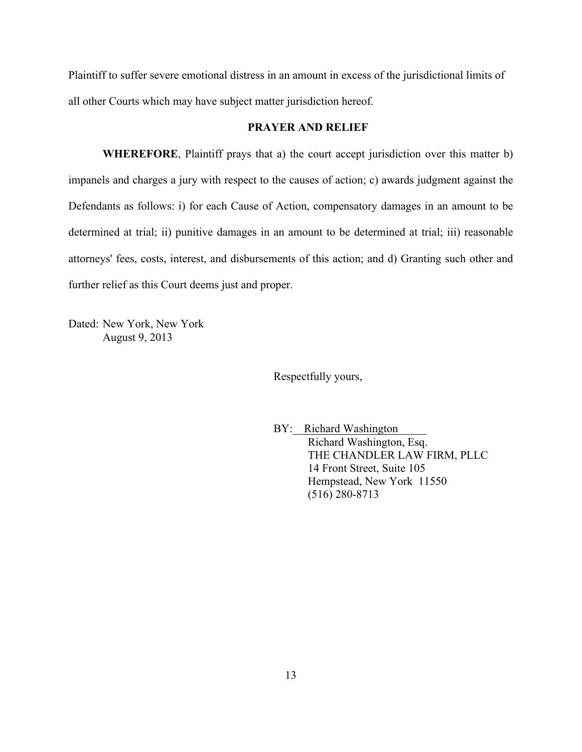Plaintiff to suffer severe emotional distress in an amount in excess of the jurisdictional limits of all other Courts which may have subject matter jurisdiction hereof.

**PRAYER AND RELIEF**

**WHEREFORE**, Plaintiff prays that a) the court accept jurisdiction over this matter b) impanels and charges a jury with respect to the causes of action; c) awards judgment against the Defendants as follows: i) for each Cause of Action, compensatory damages in an amount to be determined at trial; ii) punitive damages in an amount to be determined at trial; iii) reasonable attorneys' fees, costs, interest, and disbursements of this action; and d) Granting such other and further relief as this Court deems just and proper.

Dated: New York, New York
August 9, 2013

Respectfully yours,

BY: Richard Washington

Richard Washington, Esq.
THE CHANDLER LAW FIRM, PLLC
14 Front Street, Suite 105
Hempstead, New York 11550
(516) 280-8713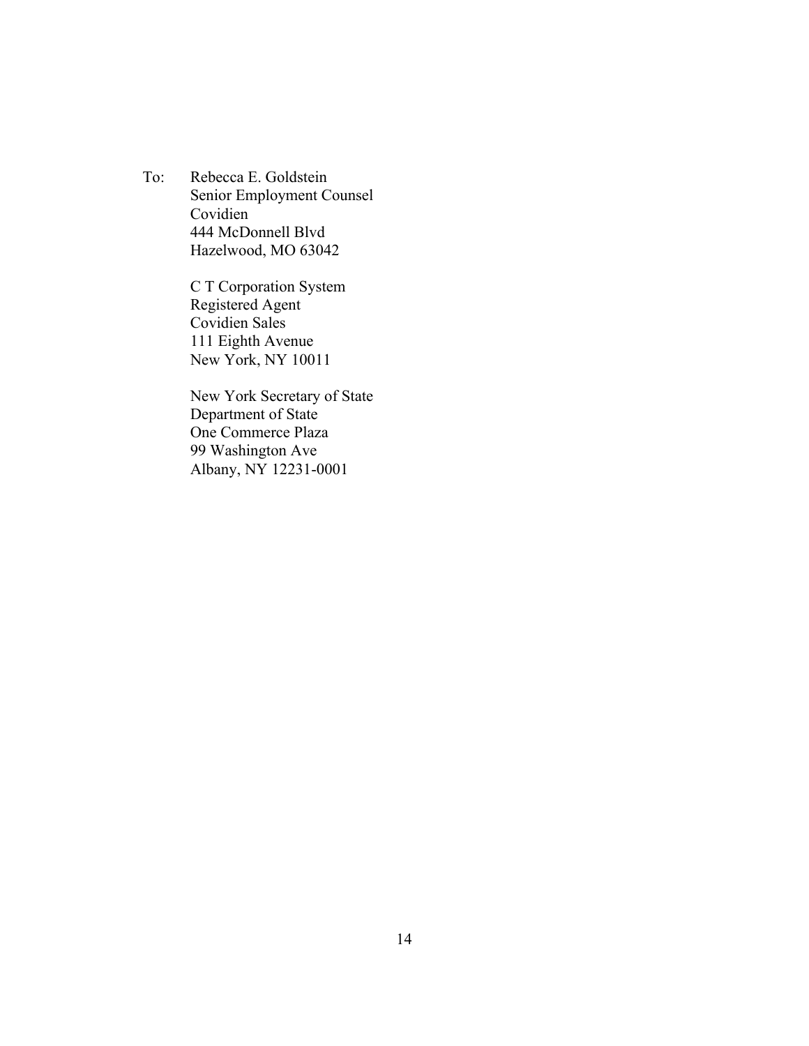To: Rebecca E. Goldstein
Senior Employment Counsel
Covidien
444 McDonnell Blvd
Hazelwood, MO 63042

C T Corporation System
Registered Agent
Covidien Sales
111 Eighth Avenue
New York, NY 10011

New York Secretary of State
Department of State
One Commerce Plaza
99 Washington Ave
Albany, NY 12231-0001